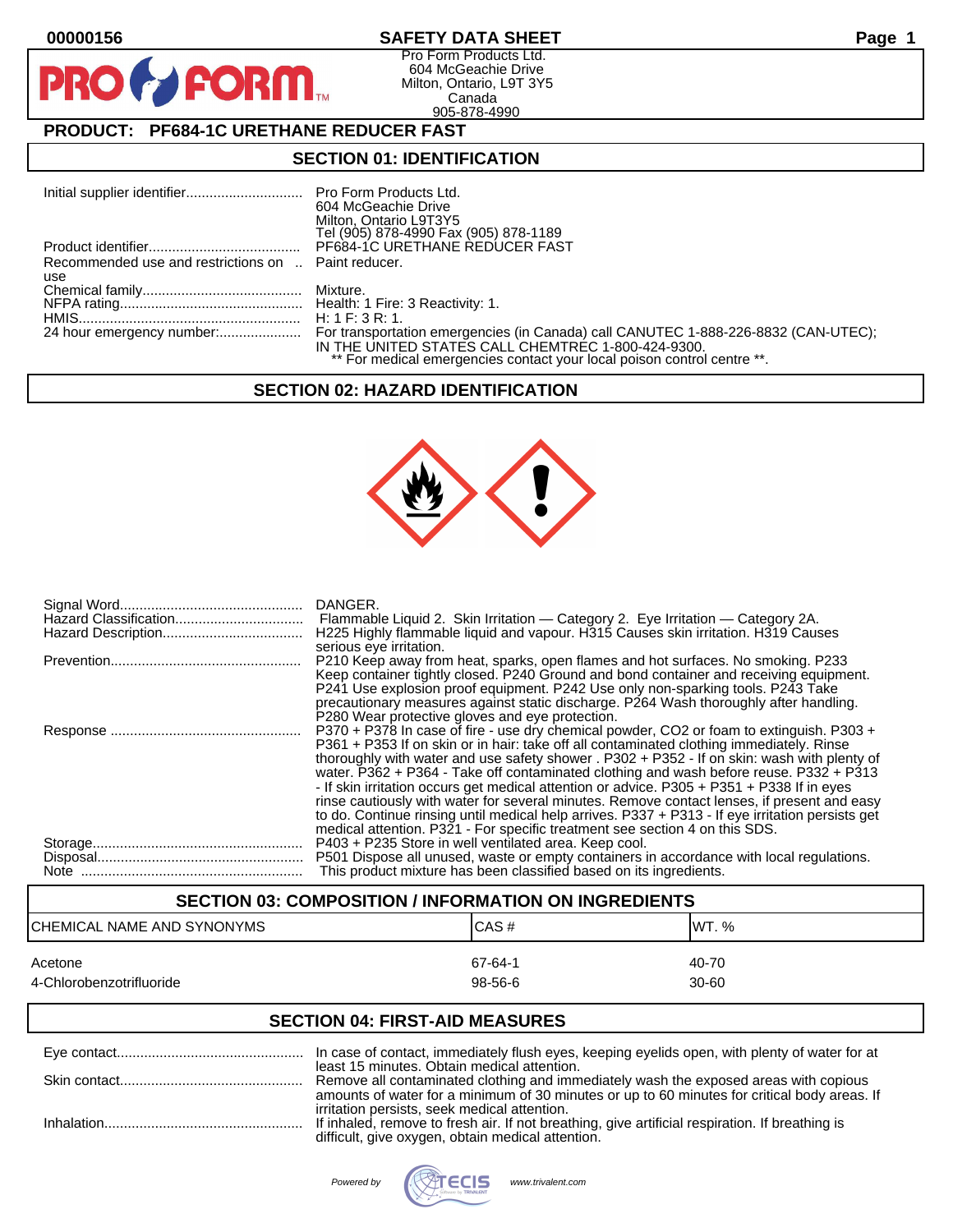00000156

# SAFETY DATA SHEET

Pro Form Products Ltd.
604 McGeachie Drive
Milton, Ontario, L9T 3Y5
Canada
905-878-4990

## PRODUCT: PF684-1C URETHANE REDUCER FAST

## SECTION 01: IDENTIFICATION

| | |
|---|---|
| Initial supplier identifier | Pro Form Products Ltd. 604 McGeachie Drive Milton, Ontario L9T3Y5 Tel (905) 878-4990 Fax (905) 878-1189 |
| Product identifier | PF684-1C URETHANE REDUCER FAST |
| Recommended use and restrictions on use | Paint reducer. |
| Chemical family | Mixture. |
| NFPA rating | Health: 1 Fire: 3 Reactivity: 1. |
| HMIS | H: 1 F: 3 R: 1. |
| 24 hour emergency number: | For transportation emergencies (in Canada) call CANUTEC 1-888-226-8832 (CAN-UTEC); IN THE UNITED STATES CALL CHEMTREC 1-800-424-9300. ** For medical emergencies contact your local poison control centre **. |

## SECTION 02: HAZARD IDENTIFICATION

| | |
|---|---|
| Signal Word | DANGER. |
| Hazard Classification | Flammable Liquid 2. Skin Irritation — Category 2. Eye Irritation — Category 2A. |
| Hazard Description | H225 Highly flammable liquid and vapour. H315 Causes skin irritation. H319 Causes serious eye irritation. |
| Prevention | P210 Keep away from heat, sparks, open flames and hot surfaces. No smoking. P233 Keep container tightly closed. P240 Ground and bond container and receiving equipment. P241 Use explosion proof equipment. P242 Use only non-sparking tools. P243 Take precautionary measures against static discharge. P264 Wash thoroughly after handling. P280 Wear protective gloves and eye protection. |
| Response | P370 + P378 In case of fire - use dry chemical powder, CO2 or foam to extinguish. P303 + P361 + P353 If on skin or in hair: take off all contaminated clothing immediately. Rinse thoroughly with water and use safety shower . P302 + P352 - If on skin: wash with plenty of water. P362 + P364 - Take off contaminated clothing and wash before reuse. P332 + P313 - If skin irritation occurs get medical attention or advice. P305 + P351 + P338 If in eyes rinse cautiously with water for several minutes. Remove contact lenses, if present and easy to do. Continue rinsing until medical help arrives. P337 + P313 - If eye irritation persists get medical attention. P321 - For specific treatment see section 4 on this SDS. |
| Storage | P403 + P235 Store in well ventilated area. Keep cool. |
| Disposal | P501 Dispose all unused, waste or empty containers in accordance with local regulations. |
| Note | This product mixture has been classified based on its ingredients. |

## SECTION 03: COMPOSITION / INFORMATION ON INGREDIENTS

| CHEMICAL NAME AND SYNONYMS | CAS # | WT. % |
|---|---|---|
| Acetone | 67-64-1 | 40-70 |
| 4-Chlorobenzotrifluoride | 98-56-6 | 30-60 |

## SECTION 04: FIRST-AID MEASURES

| | |
|---|---|
| Eye contact | In case of contact, immediately flush eyes, keeping eyelids open, with plenty of water for at least 15 minutes. Obtain medical attention. |
| Skin contact | Remove all contaminated clothing and immediately wash the exposed areas with copious amounts of water for a minimum of 30 minutes or up to 60 minutes for critical body areas. If irritation persists, seek medical attention. |
| Inhalation | If inhaled, remove to fresh air. If not breathing, give artificial respiration. If breathing is difficult, give oxygen, obtain medical attention. |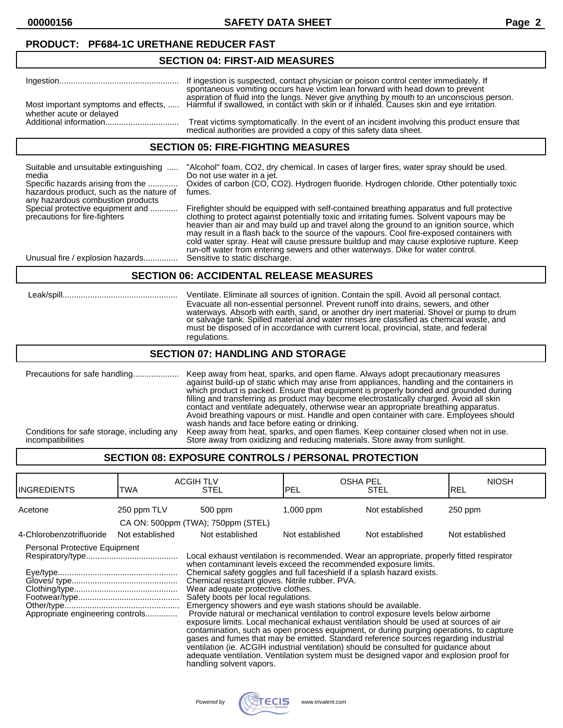## PRODUCT: PF684-1C URETHANE REDUCER FAST

## SECTION 04: FIRST-AID MEASURES

| | |
|---|---|
| Ingestion | If ingestion is suspected, contact physician or poison control center immediately. If spontaneous vomiting occurs have victim lean forward with head down to prevent aspiration of fluid into the lungs. Never give anything by mouth to an unconscious person. |
| Most important symptoms and effects, whether acute or delayed | Harmful if swallowed, in contact with skin or if inhaled. Causes skin and eye irritation. |
| Additional information | Treat victims symptomatically. In the event of an incident involving this product ensure that medical authorities are provided a copy of this safety data sheet. |

## SECTION 05: FIRE-FIGHTING MEASURES

| | |
|---|---|
| Suitable and unsuitable extinguishing media | "Alcohol" foam, CO2, dry chemical. In cases of larger fires, water spray should be used. Do not use water in a jet. |
| Specific hazards arising from the hazardous product, such as the nature of any hazardous combustion products | Oxides of carbon (CO, CO2). Hydrogen fluoride. Hydrogen chloride. Other potentially toxic fumes. |
| Special protective equipment and precautions for fire-fighters | Firefighter should be equipped with self-contained breathing apparatus and full protective clothing to protect against potentially toxic and irritating fumes. Solvent vapours may be heavier than air and may build up and travel along the ground to an ignition source, which may result in a flash back to the source of the vapours. Cool fire-exposed containers with cold water spray. Heat will cause pressure buildup and may cause explosive rupture. Keep run-off water from entering sewers and other waterways. Dike for water control. |
| Unusual fire / explosion hazards | Sensitive to static discharge. |

## SECTION 06: ACCIDENTAL RELEASE MEASURES

| | |
|---|---|
| Leak/spill | Ventilate. Eliminate all sources of ignition. Contain the spill. Avoid all personal contact. Evacuate all non-essential personnel. Prevent runoff into drains, sewers, and other waterways. Absorb with earth, sand, or another dry inert material. Shovel or pump to drum or salvage tank. Spilled material and water rinses are classified as chemical waste, and must be disposed of in accordance with current local, provincial, state, and federal regulations. |

## SECTION 07: HANDLING AND STORAGE

| | |
|---|---|
| Precautions for safe handling | Keep away from heat, sparks, and open flame. Always adopt precautionary measures against build-up of static which may arise from appliances, handling and the containers in which product is packed. Ensure that equipment is properly bonded and grounded during filling and transferring as product may become electrostatically charged. Avoid all skin contact and ventilate adequately, otherwise wear an appropriate breathing apparatus. Avoid breathing vapours or mist. Handle and open container with care. Employees should wash hands and face before eating or drinking. |
| Conditions for safe storage, including any incompatibilities | Keep away from heat, sparks, and open flames. Keep container closed when not in use. Store away from oxidizing and reducing materials. Store away from sunlight. |

## SECTION 08: EXPOSURE CONTROLS / PERSONAL PROTECTION

| INGREDIENTS | ACGIH TLV TWA | ACGIH TLV STEL | OSHA PEL PEL | OSHA PEL STEL | NIOSH REL |
|---|---|---|---|---|---|
| Acetone | 250 ppm TLV | 500 ppm | 1,000 ppm | Not established | 250 ppm |
| | CA ON: 500ppm (TWA); 750ppm (STEL) | | | | |
| 4-Chlorobenzotrifluoride | Not established | Not established | Not established | Not established | Not established |

**Personal Protective Equipment**

| | |
|---|---|
| Respiratory/type | Local exhaust ventilation is recommended. Wear an appropriate, properly fitted respirator when contaminant levels exceed the recommended exposure limits. |
| Eye/type | Chemical safety goggles and full faceshield if a splash hazard exists. |
| Gloves/ type | Chemical resistant gloves. Nitrile rubber. PVA. |
| Clothing/type | Wear adequate protective clothes. |
| Footwear/type | Safety boots per local regulations. |
| Other/type | Emergency showers and eye wash stations should be available. |
| Appropriate engineering controls | Provide natural or mechanical ventilation to control exposure levels below airborne exposure limits. Local mechanical exhaust ventilation should be used at sources of air contamination, such as open process equipment, or during purging operations, to capture gases and fumes that may be emitted. Standard reference sources regarding industrial ventilation (ie. ACGIH industrial ventilation) should be consulted for guidance about adequate ventilation. Ventilation system must be designed vapor and explosion proof for handling solvent vapors. |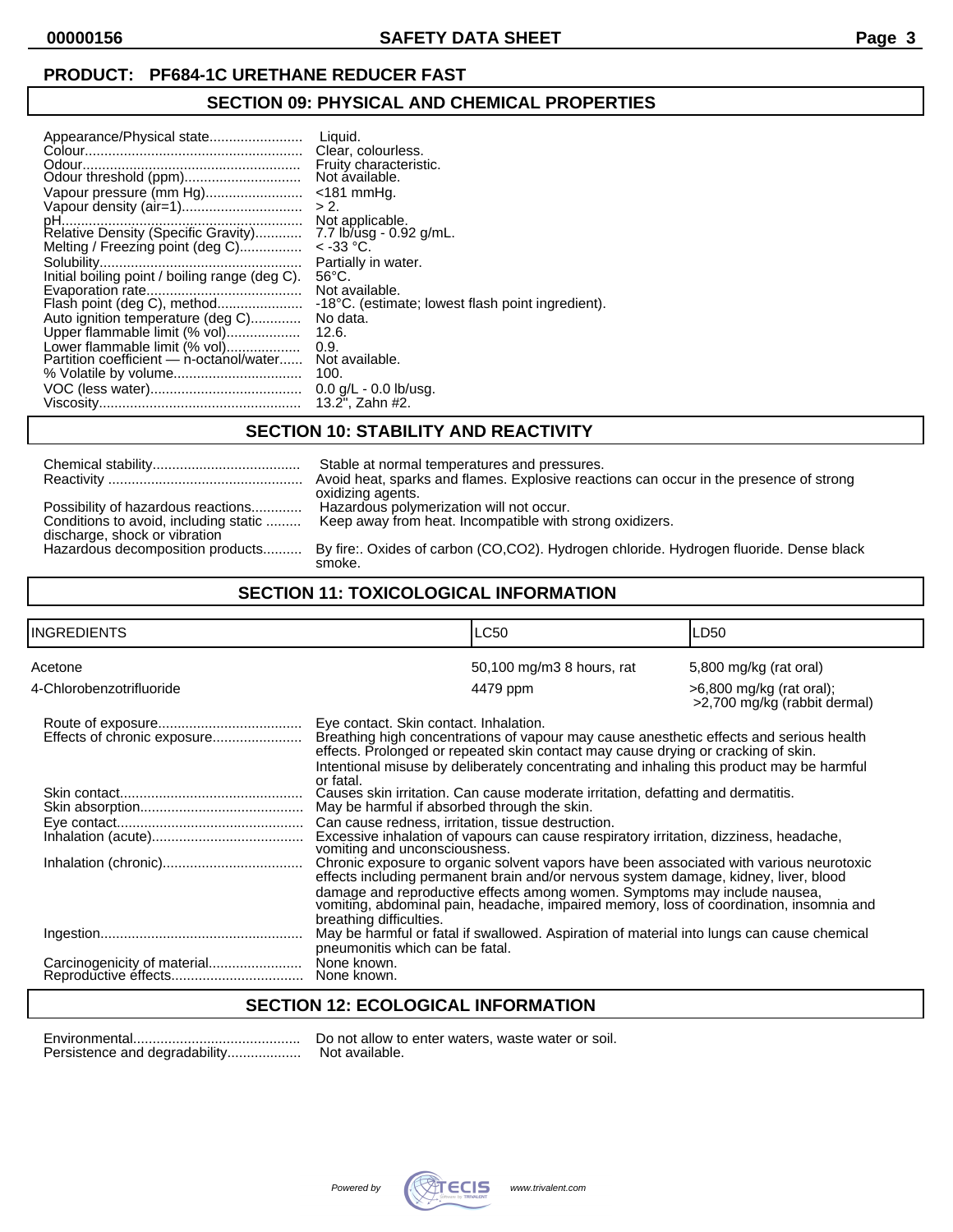**PRODUCT: PF684-1C URETHANE REDUCER FAST**

## SECTION 09: PHYSICAL AND CHEMICAL PROPERTIES

| | |
|---|---|
| Appearance/Physical state | Liquid. |
| Colour | Clear, colourless. |
| Odour | Fruity characteristic. |
| Odour threshold (ppm) | Not available. |
| Vapour pressure (mm Hg) | <181 mmHg. |
| Vapour density (air=1) | > 2. |
| pH | Not applicable. |
| Relative Density (Specific Gravity) | 7.7 lb/usg - 0.92 g/mL. |
| Melting / Freezing point (deg C) | < -33 °C. |
| Solubility | Partially in water. |
| Initial boiling point / boiling range (deg C). | 56°C. |
| Evaporation rate | Not available. |
| Flash point (deg C), method | -18°C. (estimate; lowest flash point ingredient). |
| Auto ignition temperature (deg C) | No data. |
| Upper flammable limit (% vol) | 12.6. |
| Lower flammable limit (% vol) | 0.9. |
| Partition coefficient — n-octanol/water | Not available. |
| % Volatile by volume | 100. |
| VOC (less water) | 0.0 g/L - 0.0 lb/usg. |
| Viscosity | 13.2", Zahn #2. |

## SECTION 10: STABILITY AND REACTIVITY

| | |
|---|---|
| Chemical stability | Stable at normal temperatures and pressures. |
| Reactivity | Avoid heat, sparks and flames. Explosive reactions can occur in the presence of strong oxidizing agents. |
| Possibility of hazardous reactions | Hazardous polymerization will not occur. |
| Conditions to avoid, including static discharge, shock or vibration | Keep away from heat. Incompatible with strong oxidizers. |
| Hazardous decomposition products | By fire:. Oxides of carbon (CO,CO2). Hydrogen chloride. Hydrogen fluoride. Dense black smoke. |

## SECTION 11: TOXICOLOGICAL INFORMATION

| INGREDIENTS | LC50 | LD50 |
|---|---|---|
| Acetone | 50,100 mg/m3 8 hours, rat | 5,800 mg/kg (rat oral) |
| 4-Chlorobenzotrifluoride | 4479 ppm | >6,800 mg/kg (rat oral); >2,700 mg/kg (rabbit dermal) |

| | |
|---|---|
| Route of exposure | Eye contact. Skin contact. Inhalation. |
| Effects of chronic exposure | Breathing high concentrations of vapour may cause anesthetic effects and serious health effects. Prolonged or repeated skin contact may cause drying or cracking of skin. Intentional misuse by deliberately concentrating and inhaling this product may be harmful or fatal. |
| Skin contact | Causes skin irritation. Can cause moderate irritation, defatting and dermatitis. |
| Skin absorption | May be harmful if absorbed through the skin. |
| Eye contact | Can cause redness, irritation, tissue destruction. |
| Inhalation (acute) | Excessive inhalation of vapours can cause respiratory irritation, dizziness, headache, vomiting and unconsciousness. |
| Inhalation (chronic) | Chronic exposure to organic solvent vapors have been associated with various neurotoxic effects including permanent brain and/or nervous system damage, kidney, liver, blood damage and reproductive effects among women. Symptoms may include nausea, vomiting, abdominal pain, headache, impaired memory, loss of coordination, insomnia and breathing difficulties. |
| Ingestion | May be harmful or fatal if swallowed. Aspiration of material into lungs can cause chemical pneumonitis which can be fatal. |
| Carcinogenicity of material | None known. |
| Reproductive effects | None known. |

## SECTION 12: ECOLOGICAL INFORMATION

| | |
|---|---|
| Environmental | Do not allow to enter waters, waste water or soil. |
| Persistence and degradability | Not available. |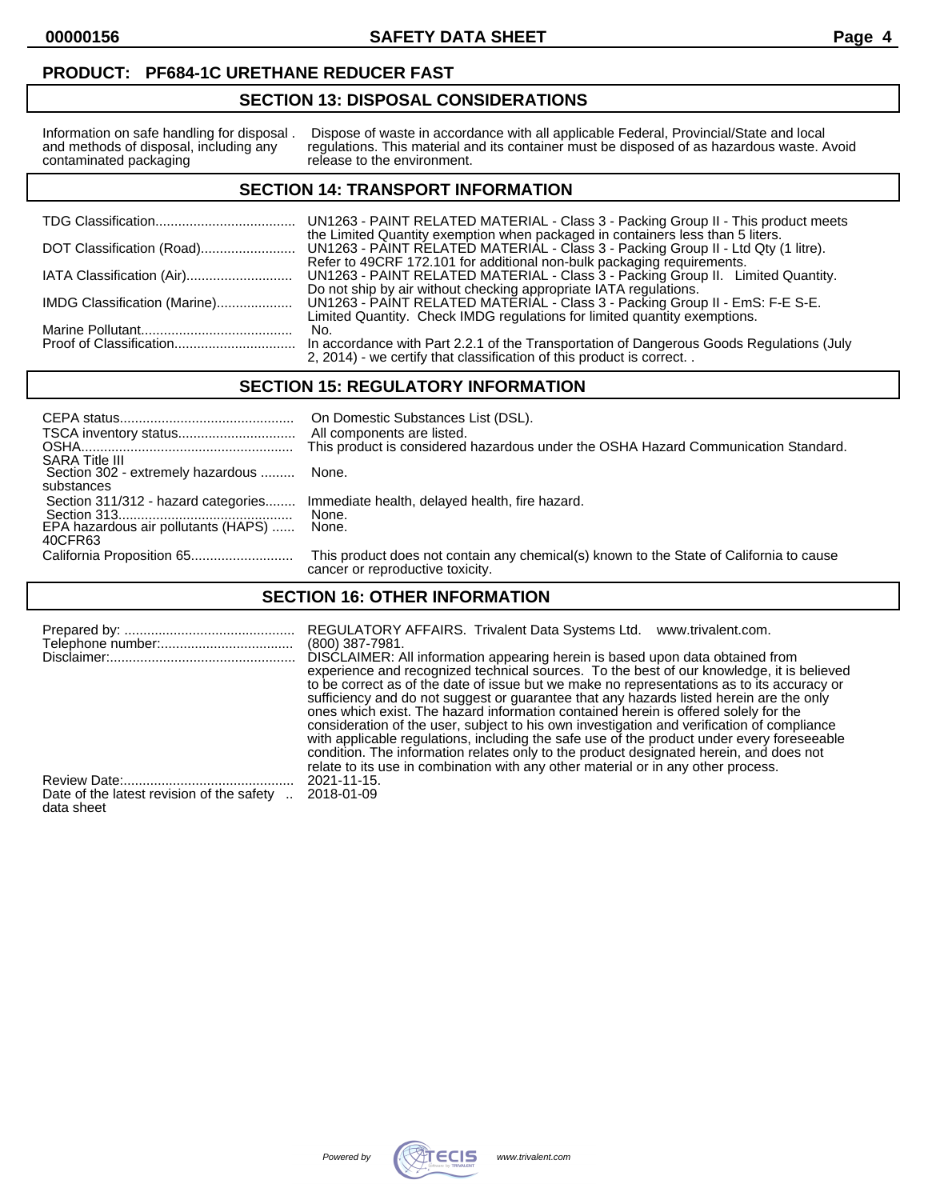**PRODUCT: PF684-1C URETHANE REDUCER FAST**

## SECTION 13: DISPOSAL CONSIDERATIONS

| | |
|---|---|
| Information on safe handling for disposal . and methods of disposal, including any contaminated packaging | Dispose of waste in accordance with all applicable Federal, Provincial/State and local regulations. This material and its container must be disposed of as hazardous waste. Avoid release to the environment. |

## SECTION 14: TRANSPORT INFORMATION

| | |
|---|---|
| TDG Classification.................................... | UN1263 - PAINT RELATED MATERIAL - Class 3 - Packing Group II - This product meets the Limited Quantity exemption when packaged in containers less than 5 liters. |
| DOT Classification (Road)......................... | UN1263 - PAINT RELATED MATERIAL - Class 3 - Packing Group II - Ltd Qty (1 litre). Refer to 49CRF 172.101 for additional non-bulk packaging requirements. |
| IATA Classification (Air)............................ | UN1263 - PAINT RELATED MATERIAL - Class 3 - Packing Group II. Limited Quantity. Do not ship by air without checking appropriate IATA regulations. |
| IMDG Classification (Marine).................... | UN1263 - PAINT RELATED MATERIAL - Class 3 - Packing Group II - EmS: F-E S-E. Limited Quantity. Check IMDG regulations for limited quantity exemptions. |
| Marine Pollutant........................................ | No. |
| Proof of Classification................................ | In accordance with Part 2.2.1 of the Transportation of Dangerous Goods Regulations (July 2, 2014) - we certify that classification of this product is correct. . |

## SECTION 15: REGULATORY INFORMATION

| | |
|---|---|
| CEPA status.............................................. | On Domestic Substances List (DSL). |
| TSCA inventory status............................... | All components are listed. |
| OSHA........................................................ | This product is considered hazardous under the OSHA Hazard Communication Standard. |
| SARA Title III | |
| Section 302 - extremely hazardous ......... substances | None. |
| Section 311/312 - hazard categories........ | Immediate health, delayed health, fire hazard. |
| Section 313............................................. | None. |
| EPA hazardous air pollutants (HAPS) ...... 40CFR63 | None. |
| California Proposition 65........................... | This product does not contain any chemical(s) known to the State of California to cause cancer or reproductive toxicity. |

## SECTION 16: OTHER INFORMATION

| | |
|---|---|
| Prepared by: ............................................. | REGULATORY AFFAIRS. Trivalent Data Systems Ltd. www.trivalent.com. |
| Telephone number:................................... | (800) 387-7981. |
| Disclaimer:................................................. | DISCLAIMER: All information appearing herein is based upon data obtained from experience and recognized technical sources. To the best of our knowledge, it is believed to be correct as of the date of issue but we make no representations as to its accuracy or sufficiency and do not suggest or guarantee that any hazards listed herein are the only ones which exist. The hazard information contained herein is offered solely for the consideration of the user, subject to his own investigation and verification of compliance with applicable regulations, including the safe use of the product under every foreseeable condition. The information relates only to the product designated herein, and does not relate to its use in combination with any other material or in any other process. |
| Review Date:............................................. | 2021-11-15. |
| Date of the latest revision of the safety .. data sheet | 2018-01-09 |